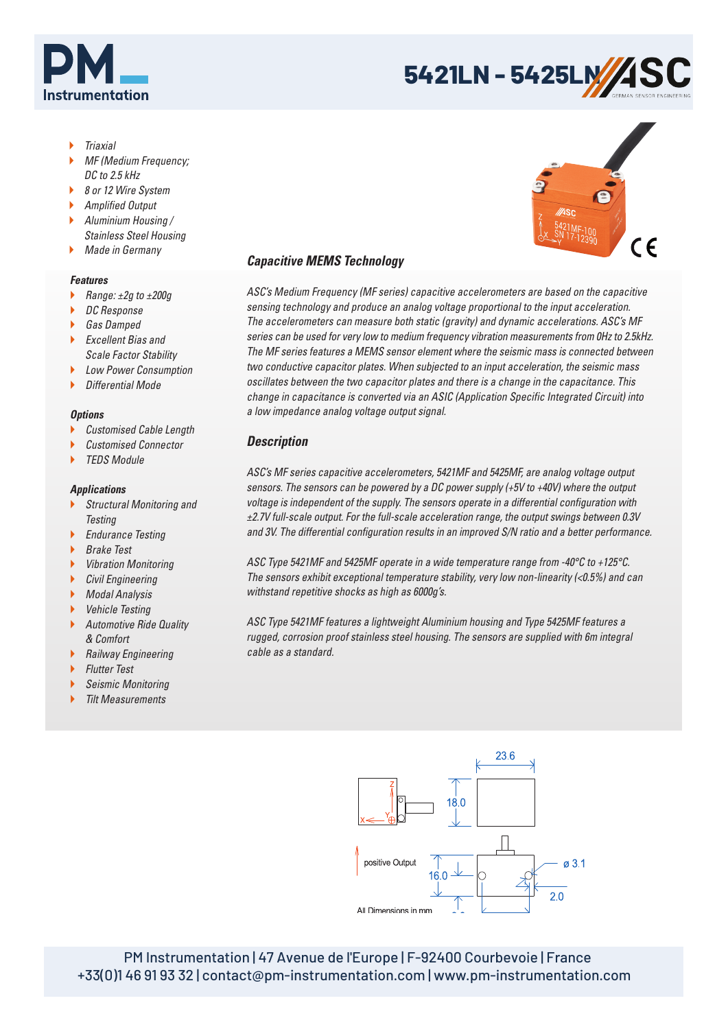# 5421LN - 5425LN

- *Triaxial*
- *MF (Medium Frequency; DC to 2.5 kHz*
- *8 or 12 Wire System*
- *Amplified Output*
- *Aluminium Housing / Stainless Steel Housing*
- *Made in Germany*

### Features

- *Range: ±2g to ±200g*
- *DC Response*
- *Gas Damped*
- *Excellent Bias and Scale Factor Stability*
- *Low Power Consumption*
- *Differential Mode*

### Options

- *Customised Cable Length*
- *Customised Connector*
- *TEDS Module*

### Applications

- *Structural Monitoring and Testing*
- *Endurance Testing*
- *Brake Test*
- *Vibration Monitoring*
- *Civil Engineering*
- *Modal Analysis*
- *Vehicle Testing*
- *Automotive Ride Quality & Comfort*
- *Railway Engineering*
- *Flutter Test*
- *Seismic Monitoring*
- *Tilt Measurements*

## Capacitive MEMS Technology

*ASC's Medium Frequency (MF series) capacitive accelerometers are based on the capacitive sensing technology and produce an analog voltage proportional to the input acceleration. The accelerometers can measure both static (gravity) and dynamic accelerations. ASC's MF series can be used for very low to medium frequency vibration measurements from 0Hz to 2.5kHz. The MF series features a MEMS sensor element where the seismic mass is connected between two conductive capacitor plates. When subjected to an input acceleration, the seismic mass oscillates between the two capacitor plates and there is a change in the capacitance. This change in capacitance is converted via an ASIC (Application Specific Integrated Circuit) into a low impedance analog voltage output signal.*

## Description

*ASC's MF series capacitive accelerometers, 5421MF and 5425MF, are analog voltage output sensors. The sensors can be powered by a DC power supply (+5V to +40V) where the output voltage is independent of the supply. The sensors operate in a differential configuration with ±2.7V full-scale output. For the full-scale acceleration range, the output swings between 0.3V and 3V. The differential configuration results in an improved S/N ratio and a better performance.*

*ASC Type 5421MF and 5425MF operate in a wide temperature range from -40°C to +125°C. The sensors exhibit exceptional temperature stability, very low non-linearity (<0.5%) and can withstand repetitive shocks as high as 6000g's.*

*ASC Type 5421MF features a lightweight Aluminium housing and Type 5425MF features a rugged, corrosion proof stainless steel housing. The sensors are supplied with 6m integral cable as a standard.*

23.6

18.0

positive Output

16.0

ø 3.1

2.0

All Dimensions in mm

PM Instrumentation | 47 Avenue de l'Europe | F-92400 Courbevoie | France
+33(0)1 46 91 93 32 | contact@pm-instrumentation.com | www.pm-instrumentation.com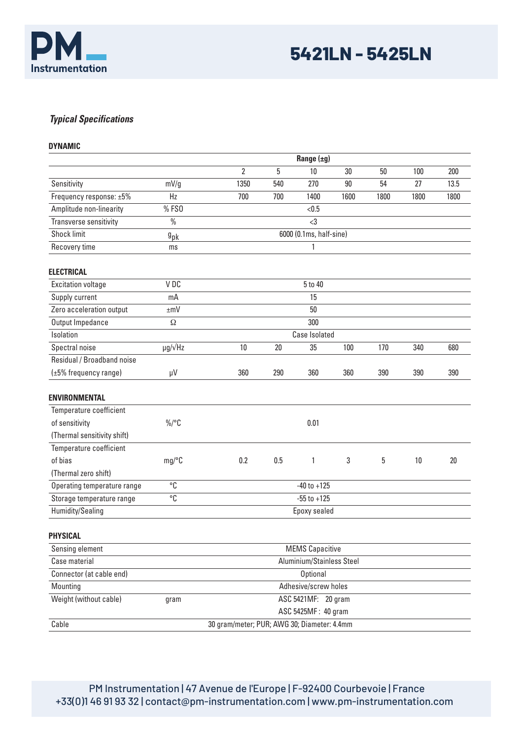*Typical Specifications*

**DYNAMIC**

| | | Range (±g) | | | | | | |
|---|---|---|---|---|---|---|---|---|
| | | 2 | 5 | 10 | 30 | 50 | 100 | 200 |
| Sensitivity | mV/g | 1350 | 540 | 270 | 90 | 54 | 27 | 13.5 |
| Frequency response: ±5% | Hz | 700 | 700 | 1400 | 1600 | 1800 | 1800 | 1800 |
| Amplitude non-linearity | % FSO | <0.5 | | | | | | |
| Transverse sensitivity | % | <3 | | | | | | |
| Shock limit | $g_{pk}$ | 6000 (0.1ms, half-sine) | | | | | | |
| Recovery time | ms | 1 | | | | | | |

**ELECTRICAL**

| | | | | | | | | |
|---|---|---|---|---|---|---|---|---|
| Excitation voltage | V DC | 5 to 40 | | | | | | |
| Supply current | mA | 15 | | | | | | |
| Zero acceleration output | ±mV | 50 | | | | | | |
| Output Impedance | Ω | 300 | | | | | | |
| Isolation | | Case Isolated | | | | | | |
| Spectral noise | µg/√Hz | 10 | 20 | 35 | 100 | 170 | 340 | 680 |
| Residual / Broadband noise (±5% frequency range) | µV | 360 | 290 | 360 | 360 | 390 | 390 | 390 |

**ENVIRONMENTAL**

| | | | | | | | | |
|---|---|---|---|---|---|---|---|---|
| Temperature coefficient of sensitivity (Thermal sensitivity shift) | %/°C | 0.01 | | | | | | |
| Temperature coefficient of bias (Thermal zero shift) | mg/°C | 0.2 | 0.5 | 1 | 3 | 5 | 10 | 20 |
| Operating temperature range | °C | -40 to +125 | | | | | | |
| Storage temperature range | °C | -55 to +125 | | | | | | |
| Humidity/Sealing | | Epoxy sealed | | | | | | |

**PHYSICAL**

| | | |
|---|---|---|
| Sensing element | | MEMS Capacitive |
| Case material | | Aluminium/Stainless Steel |
| Connector (at cable end) | | Optional |
| Mounting | | Adhesive/screw holes |
| Weight (without cable) | gram | ASC 5421MF: 20 gram<br>ASC 5425MF : 40 gram |
| Cable | | 30 gram/meter; PUR; AWG 30; Diameter: 4.4mm |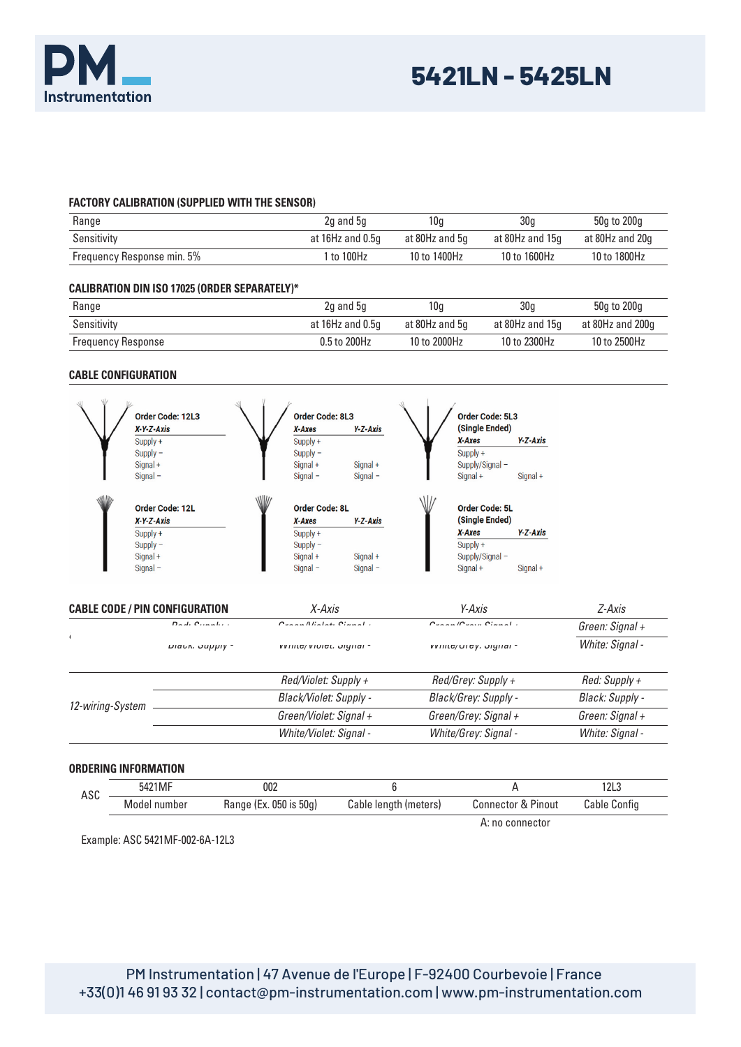# 5421LN - 5425LN

### FACTORY CALIBRATION (SUPPLIED WITH THE SENSOR)

| Range | 2g and 5g | 10g | 30g | 50g to 200g |
|---|---|---|---|---|
| Sensitivity | at 16Hz and 0.5g | at 80Hz and 5g | at 80Hz and 15g | at 80Hz and 20g |
| Frequency Response min. 5% | 1 to 100Hz | 10 to 1400Hz | 10 to 1600Hz | 10 to 1800Hz |

### CALIBRATION DIN ISO 17025 (ORDER SEPARATELY)*

| Range | 2g and 5g | 10g | 30g | 50g to 200g |
|---|---|---|---|---|
| Sensitivity | at 16Hz and 0.5g | at 80Hz and 5g | at 80Hz and 15g | at 80Hz and 200g |
| Frequency Response | 0.5 to 200Hz | 10 to 2000Hz | 10 to 2300Hz | 10 to 2500Hz |

### CABLE CONFIGURATION

**Order Code: 12L3**

| X-Y-Z-Axis |
|---|
| Supply + |
| Supply – |
| Signal + |
| Signal – |

**Order Code: 8L3**

| X-Axes | Y-Z-Axis |
|---|---|
| Supply + | |
| Supply – | |
| Signal + | Signal + |
| Signal – | Signal – |

**Order Code: 5L3 (Single Ended)**

| X-Axes | Y-Z-Axis |
|---|---|
| Supply + | |
| Supply/Signal – | |
| Signal + | Signal + |

**Order Code: 12L**

| X-Y-Z-Axis |
|---|
| Supply + |
| Supply – |
| Signal + |
| Signal – |

**Order Code: 8L**

| X-Axes | Y-Z-Axis |
|---|---|
| Supply + | |
| Supply – | |
| Signal + | Signal + |
| Signal – | Signal – |

**Order Code: 5L (Single Ended)**

| X-Axes | Y-Z-Axis |
|---|---|
| Supply + | |
| Supply/Signal – | |
| Signal + | Signal + |

### CABLE CODE / PIN CONFIGURATION

| CABLE CODE / PIN CONFIGURATION | | *X-Axis* | *Y-Axis* | *Z-Axis* |
|---|---|---|---|---|
| | *Red: Supply +* | *Green/Violet: Signal +* | *Green/Grey: Signal +* | *Green: Signal +* |
| | *Black: Supply -* | *White/Violet: Signal -* | *White/Grey: Signal -* | *White: Signal -* |
| *12-wiring-System* | | *Red/Violet: Supply +* | *Red/Grey: Supply +* | *Red: Supply +* |
| | | *Black/Violet: Supply -* | *Black/Grey: Supply -* | *Black: Supply -* |
| | | *Green/Violet: Signal +* | *Green/Grey: Signal +* | *Green: Signal +* |
| | | *White/Violet: Signal -* | *White/Grey: Signal -* | *White: Signal -* |

### ORDERING INFORMATION

| | | | | | |
|---|---|---|---|---|---|
| ASC | 5421MF | 002 | 6 | A | 12L3 |
| | Model number | Range (Ex. 050 is 50g) | Cable length (meters) | Connector & Pinout | Cable Config |
| | | | | A: no connector | |

Example: ASC 5421MF-002-6A-12L3

PM Instrumentation | 47 Avenue de l'Europe | F-92400 Courbevoie | France
+33(0)1 46 91 93 32 | contact@pm-instrumentation.com | www.pm-instrumentation.com